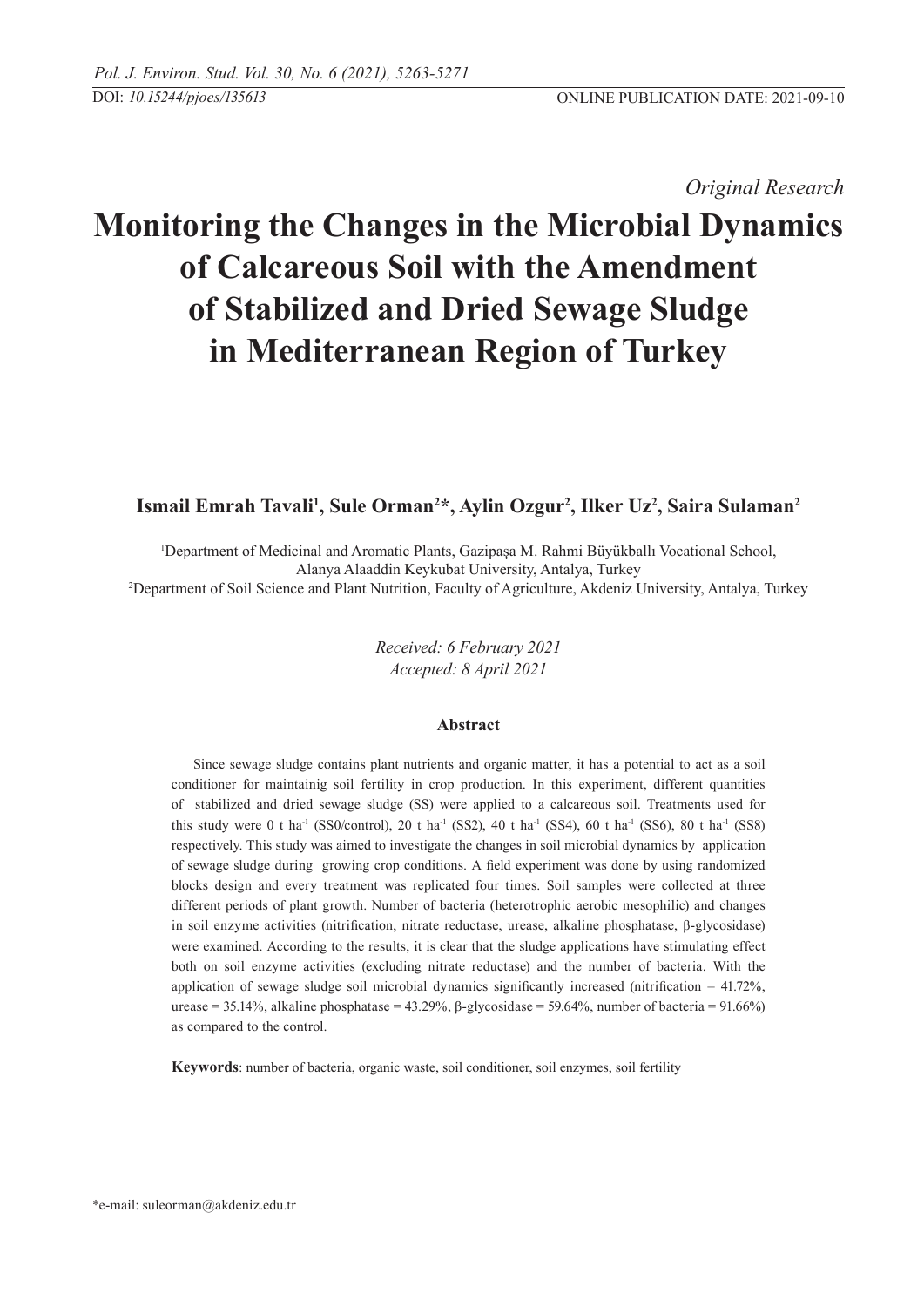*Original Research*

# Monitoring the Changes in the Microbial Dynamics of Calcareous Soil with the Amendment of Stabilized and Dried Sewage Sludge in Mediterranean Region of Turkey

**Ismail Emrah Tavali[1], Sule Orman[2]*, Aylin Ozgur[2], Ilker Uz[2], Saira Sulaman[2]**

[1]Department of Medicinal and Aromatic Plants, Gazipaşa M. Rahmi Büyükballı Vocational School, Alanya Alaaddin Keykubat University, Antalya, Turkey
[2]Department of Soil Science and Plant Nutrition, Faculty of Agriculture, Akdeniz University, Antalya, Turkey

*Received: 6 February 2021*
*Accepted: 8 April 2021*

### Abstract

Since sewage sludge contains plant nutrients and organic matter, it has a potential to act as a soil conditioner for maintainig soil fertility in crop production. In this experiment, different quantities of stabilized and dried sewage sludge (SS) were applied to a calcareous soil. Treatments used for this study were 0 t $ha^{-1}$ (SS0/control), 20 t $ha^{-1}$ (SS2), 40 t $ha^{-1}$ (SS4), 60 t $ha^{-1}$ (SS6), 80 t $ha^{-1}$ (SS8) respectively. This study was aimed to investigate the changes in soil microbial dynamics by application of sewage sludge during growing crop conditions. A field experiment was done by using randomized blocks design and every treatment was replicated four times. Soil samples were collected at three different periods of plant growth. Number of bacteria (heterotrophic aerobic mesophilic) and changes in soil enzyme activities (nitrification, nitrate reductase, urease, alkaline phosphatase, β-glycosidase) were examined. According to the results, it is clear that the sludge applications have stimulating effect both on soil enzyme activities (excluding nitrate reductase) and the number of bacteria. With the application of sewage sludge soil microbial dynamics significantly increased (nitrification = 41.72%, urease = 35.14%, alkaline phosphatase = 43.29%, β-glycosidase = 59.64%, number of bacteria = 91.66%) as compared to the control.

**Keywords**: number of bacteria, organic waste, soil conditioner, soil enzymes, soil fertility

*e-mail: suleorman@akdeniz.edu.tr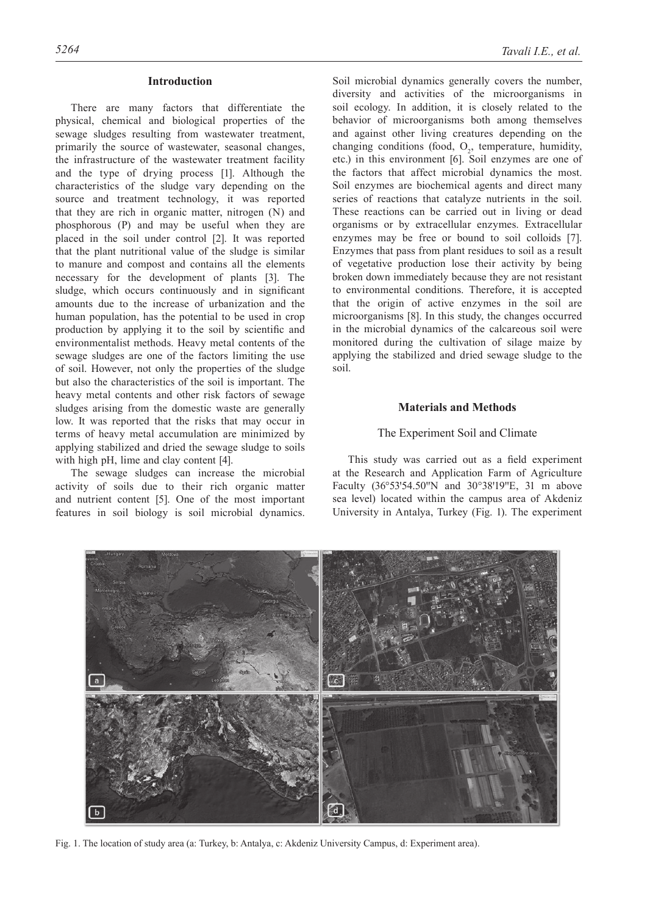## Introduction

There are many factors that differentiate the physical, chemical and biological properties of the sewage sludges resulting from wastewater treatment, primarily the source of wastewater, seasonal changes, the infrastructure of the wastewater treatment facility and the type of drying process [1]. Although the characteristics of the sludge vary depending on the source and treatment technology, it was reported that they are rich in organic matter, nitrogen (N) and phosphorous (P) and may be useful when they are placed in the soil under control [2]. It was reported that the plant nutritional value of the sludge is similar to manure and compost and contains all the elements necessary for the development of plants [3]. The sludge, which occurs continuously and in significant amounts due to the increase of urbanization and the human population, has the potential to be used in crop production by applying it to the soil by scientific and environmentalist methods. Heavy metal contents of the sewage sludges are one of the factors limiting the use of soil. However, not only the properties of the sludge but also the characteristics of the soil is important. The heavy metal contents and other risk factors of sewage sludges arising from the domestic waste are generally low. It was reported that the risks that may occur in terms of heavy metal accumulation are minimized by applying stabilized and dried the sewage sludge to soils with high pH, lime and clay content [4].

The sewage sludges can increase the microbial activity of soils due to their rich organic matter and nutrient content [5]. One of the most important features in soil biology is soil microbial dynamics. Soil microbial dynamics generally covers the number, diversity and activities of the microorganisms in soil ecology. In addition, it is closely related to the behavior of microorganisms both among themselves and against other living creatures depending on the changing conditions (food, $O_2$, temperature, humidity, etc.) in this environment [6]. Soil enzymes are one of the factors that affect microbial dynamics the most. Soil enzymes are biochemical agents and direct many series of reactions that catalyze nutrients in the soil. These reactions can be carried out in living or dead organisms or by extracellular enzymes. Extracellular enzymes may be free or bound to soil colloids [7]. Enzymes that pass from plant residues to soil as a result of vegetative production lose their activity by being broken down immediately because they are not resistant to environmental conditions. Therefore, it is accepted that the origin of active enzymes in the soil are microorganisms [8]. In this study, the changes occurred in the microbial dynamics of the calcareous soil were monitored during the cultivation of silage maize by applying the stabilized and dried sewage sludge to the soil.

## Materials and Methods

### The Experiment Soil and Climate

This study was carried out as a field experiment at the Research and Application Farm of Agriculture Faculty (36°53'54.50"N and 30°38'19"E, 31 m above sea level) located within the campus area of Akdeniz University in Antalya, Turkey (Fig. 1). The experiment

Fig. 1. The location of study area (a: Turkey, b: Antalya, c: Akdeniz University Campus, d: Experiment area).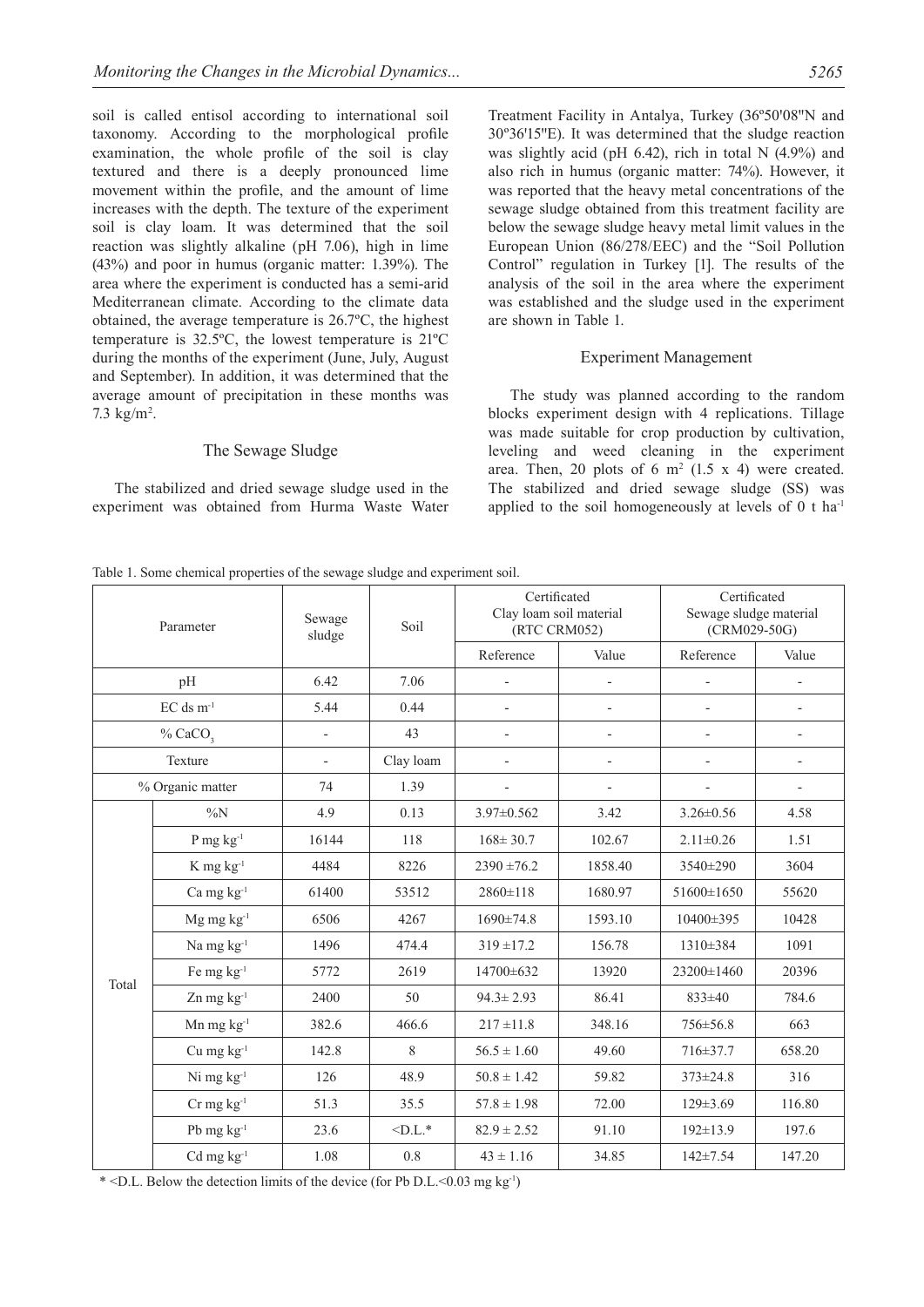soil is called entisol according to international soil taxonomy. According to the morphological profile examination, the whole profile of the soil is clay textured and there is a deeply pronounced lime movement within the profile, and the amount of lime increases with the depth. The texture of the experiment soil is clay loam. It was determined that the soil reaction was slightly alkaline (pH 7.06), high in lime (43%) and poor in humus (organic matter: 1.39%). The area where the experiment is conducted has a semi-arid Mediterranean climate. According to the climate data obtained, the average temperature is 26.7ºC, the highest temperature is 32.5ºC, the lowest temperature is 21ºC during the months of the experiment (June, July, August and September). In addition, it was determined that the average amount of precipitation in these months was 7.3 kg/m$^2$.

## The Sewage Sludge

The stabilized and dried sewage sludge used in the experiment was obtained from Hurma Waste Water Treatment Facility in Antalya, Turkey (36º50'08"N and 30º36'15"E). It was determined that the sludge reaction was slightly acid (pH 6.42), rich in total N (4.9%) and also rich in humus (organic matter: 74%). However, it was reported that the heavy metal concentrations of the sewage sludge obtained from this treatment facility are below the sewage sludge heavy metal limit values in the European Union (86/278/EEC) and the "Soil Pollution Control" regulation in Turkey [1]. The results of the analysis of the soil in the area where the experiment was established and the sludge used in the experiment are shown in Table 1.

## Experiment Management

The study was planned according to the random blocks experiment design with 4 replications. Tillage was made suitable for crop production by cultivation, leveling and weed cleaning in the experiment area. Then, 20 plots of 6 m$^2$ (1.5 x 4) were created. The stabilized and dried sewage sludge (SS) was applied to the soil homogeneously at levels of 0 t ha$^{-1}$

Table 1. Some chemical properties of the sewage sludge and experiment soil.

| Parameter | | Sewage sludge | Soil | Certificated Clay loam soil material (RTC CRM052) | | Certificated Sewage sludge material (CRM029-50G) | |
|---|---|---|---|---|---|---|---|
| | | | | Reference | Value | Reference | Value |
| pH | | 6.42 | 7.06 | - | - | - | - |
| EC ds m$^{-1}$ | | 5.44 | 0.44 | - | - | - | - |
| % $CaCO_3$ | | - | 43 | - | - | - | - |
| Texture | | - | Clay loam | - | - | - | - |
| % Organic matter | | 74 | 1.39 | - | - | - | - |
| Total | %N | 4.9 | 0.13 | 3.97±0.562 | 3.42 | 3.26±0.56 | 4.58 |
| | P mg kg$^{-1}$ | 16144 | 118 | 168± 30.7 | 102.67 | 2.11±0.26 | 1.51 |
| | K mg kg$^{-1}$ | 4484 | 8226 | 2390 ±76.2 | 1858.40 | 3540±290 | 3604 |
| | Ca mg kg$^{-1}$ | 61400 | 53512 | 2860±118 | 1680.97 | 51600±1650 | 55620 |
| | Mg mg kg$^{-1}$ | 6506 | 4267 | 1690±74.8 | 1593.10 | 10400±395 | 10428 |
| | Na mg kg$^{-1}$ | 1496 | 474.4 | 319 ±17.2 | 156.78 | 1310±384 | 1091 |
| | Fe mg kg$^{-1}$ | 5772 | 2619 | 14700±632 | 13920 | 23200±1460 | 20396 |
| | Zn mg kg$^{-1}$ | 2400 | 50 | 94.3± 2.93 | 86.41 | 833±40 | 784.6 |
| | Mn mg kg$^{-1}$ | 382.6 | 466.6 | 217 ±11.8 | 348.16 | 756±56.8 | 663 |
| | Cu mg kg$^{-1}$ | 142.8 | 8 | 56.5 ± 1.60 | 49.60 | 716±37.7 | 658.20 |
| | Ni mg kg$^{-1}$ | 126 | 48.9 | 50.8 ± 1.42 | 59.82 | 373±24.8 | 316 |
| | Cr mg kg$^{-1}$ | 51.3 | 35.5 | 57.8 ± 1.98 | 72.00 | 129±3.69 | 116.80 |
| | Pb mg kg$^{-1}$ | 23.6 | <D.L.* | 82.9 ± 2.52 | 91.10 | 192±13.9 | 197.6 |
| | Cd mg kg$^{-1}$ | 1.08 | 0.8 | 43 ± 1.16 | 34.85 | 142±7.54 | 147.20 |

* <D.L. Below the detection limits of the device (for Pb D.L.<0.03 mg kg$^{-1}$)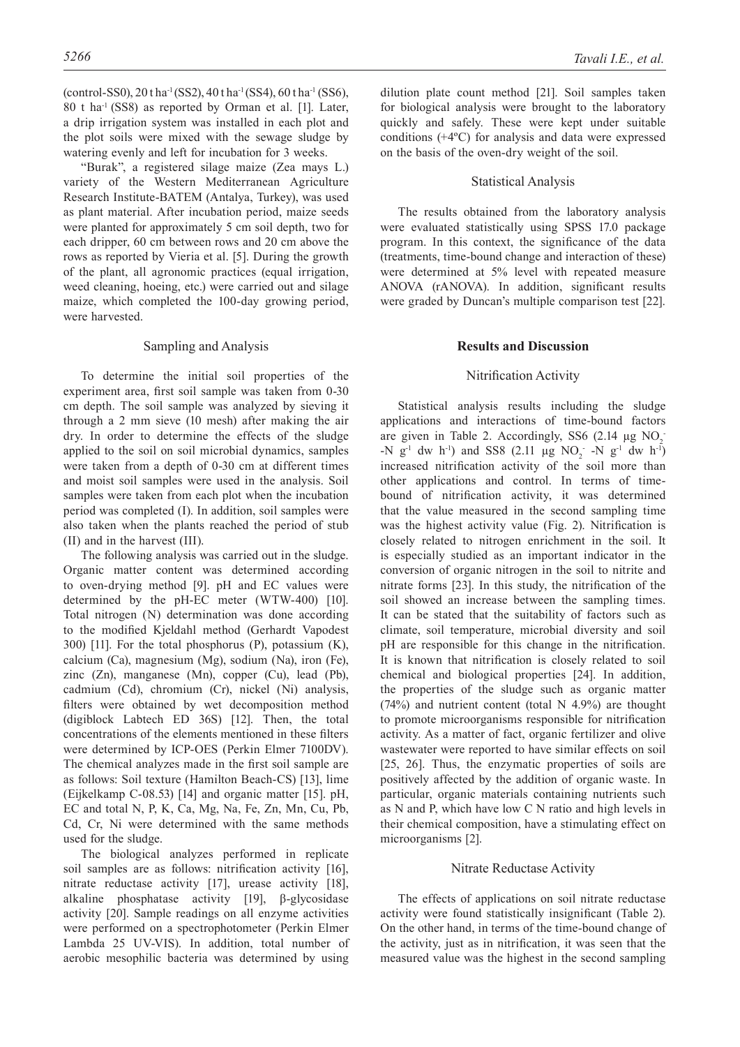(control-SS0), 20 t ha$^{-1}$ (SS2), 40 t ha$^{-1}$ (SS4), 60 t ha$^{-1}$ (SS6), 80 t ha$^{-1}$ (SS8) as reported by Orman et al. [1]. Later, a drip irrigation system was installed in each plot and the plot soils were mixed with the sewage sludge by watering evenly and left for incubation for 3 weeks.

"Burak", a registered silage maize (Zea mays L.) variety of the Western Mediterranean Agriculture Research Institute-BATEM (Antalya, Turkey), was used as plant material. After incubation period, maize seeds were planted for approximately 5 cm soil depth, two for each dripper, 60 cm between rows and 20 cm above the rows as reported by Vieria et al. [5]. During the growth of the plant, all agronomic practices (equal irrigation, weed cleaning, hoeing, etc.) were carried out and silage maize, which completed the 100-day growing period, were harvested.

### Sampling and Analysis

To determine the initial soil properties of the experiment area, first soil sample was taken from 0-30 cm depth. The soil sample was analyzed by sieving it through a 2 mm sieve (10 mesh) after making the air dry. In order to determine the effects of the sludge applied to the soil on soil microbial dynamics, samples were taken from a depth of 0-30 cm at different times and moist soil samples were used in the analysis. Soil samples were taken from each plot when the incubation period was completed (I). In addition, soil samples were also taken when the plants reached the period of stub (II) and in the harvest (III).

The following analysis was carried out in the sludge. Organic matter content was determined according to oven-drying method [9]. pH and EC values were determined by the pH-EC meter (WTW-400) [10]. Total nitrogen (N) determination was done according to the modified Kjeldahl method (Gerhardt Vapodest 300) [11]. For the total phosphorus (P), potassium (K), calcium (Ca), magnesium (Mg), sodium (Na), iron (Fe), zinc (Zn), manganese (Mn), copper (Cu), lead (Pb), cadmium (Cd), chromium (Cr), nickel (Ni) analysis, filters were obtained by wet decomposition method (digiblock Labtech ED 36S) [12]. Then, the total concentrations of the elements mentioned in these filters were determined by ICP-OES (Perkin Elmer 7100DV). The chemical analyzes made in the first soil sample are as follows: Soil texture (Hamilton Beach-CS) [13], lime (Eijkelkamp C-08.53) [14] and organic matter [15]. pH, EC and total N, P, K, Ca, Mg, Na, Fe, Zn, Mn, Cu, Pb, Cd, Cr, Ni were determined with the same methods used for the sludge.

The biological analyzes performed in replicate soil samples are as follows: nitrification activity [16], nitrate reductase activity [17], urease activity [18], alkaline phosphatase activity [19], β-glycosidase activity [20]. Sample readings on all enzyme activities were performed on a spectrophotometer (Perkin Elmer Lambda 25 UV-VIS). In addition, total number of aerobic mesophilic bacteria was determined by using dilution plate count method [21]. Soil samples taken for biological analysis were brought to the laboratory quickly and safely. These were kept under suitable conditions (+4ºC) for analysis and data were expressed on the basis of the oven-dry weight of the soil.

### Statistical Analysis

The results obtained from the laboratory analysis were evaluated statistically using SPSS 17.0 package program. In this context, the significance of the data (treatments, time-bound change and interaction of these) were determined at 5% level with repeated measure ANOVA (rANOVA). In addition, significant results were graded by Duncan's multiple comparison test [22].

## Results and Discussion

### Nitrification Activity

Statistical analysis results including the sludge applications and interactions of time-bound factors are given in Table 2. Accordingly, SS6 (2.14 μg $NO_2^-$-N g$^{-1}$ dw h$^{-1}$) and SS8 (2.11 μg $NO_2^-$-N g$^{-1}$ dw h$^{-1}$) increased nitrification activity of the soil more than other applications and control. In terms of time-bound of nitrification activity, it was determined that the value measured in the second sampling time was the highest activity value (Fig. 2). Nitrification is closely related to nitrogen enrichment in the soil. It is especially studied as an important indicator in the conversion of organic nitrogen in the soil to nitrite and nitrate forms [23]. In this study, the nitrification of the soil showed an increase between the sampling times. It can be stated that the suitability of factors such as climate, soil temperature, microbial diversity and soil pH are responsible for this change in the nitrification. It is known that nitrification is closely related to soil chemical and biological properties [24]. In addition, the properties of the sludge such as organic matter (74%) and nutrient content (total N 4.9%) are thought to promote microorganisms responsible for nitrification activity. As a matter of fact, organic fertilizer and olive wastewater were reported to have similar effects on soil [25, 26]. Thus, the enzymatic properties of soils are positively affected by the addition of organic waste. In particular, organic materials containing nutrients such as N and P, which have low C N ratio and high levels in their chemical composition, have a stimulating effect on microorganisms [2].

### Nitrate Reductase Activity

The effects of applications on soil nitrate reductase activity were found statistically insignificant (Table 2). On the other hand, in terms of the time-bound change of the activity, just as in nitrification, it was seen that the measured value was the highest in the second sampling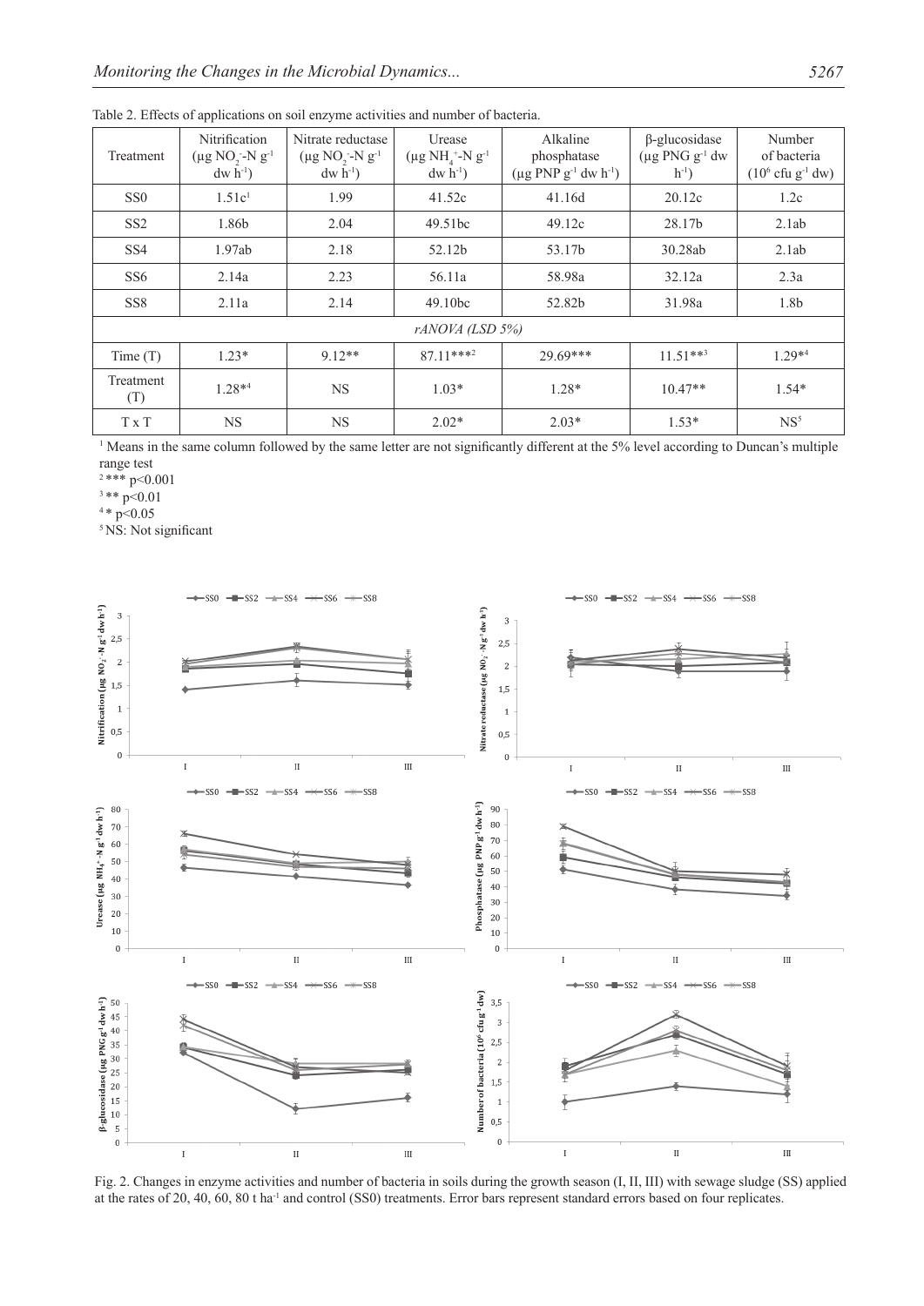Table 2. Effects of applications on soil enzyme activities and number of bacteria.

| Treatment | Nitrification ($\mu g\ NO_2^-$-N $g^{-1}$ dw $h^{-1}$) | Nitrate reductase ($\mu g\ NO_2^-$-N $g^{-1}$ dw $h^{-1}$) | Urease ($\mu g\ NH_4^+$-N $g^{-1}$ dw $h^{-1}$) | Alkaline phosphatase ($\mu g$ PNP $g^{-1}$ dw $h^{-1}$) | β-glucosidase ($\mu g$ PNG $g^{-1}$ dw $h^{-1}$) | Number of bacteria ($10^6$ cfu $g^{-1}$ dw) |
|---|---|---|---|---|---|---|
| SS0 | 1.51c[1] | 1.99 | 41.52c | 41.16d | 20.12c | 1.2c |
| SS2 | 1.86b | 2.04 | 49.51bc | 49.12c | 28.17b | 2.1ab |
| SS4 | 1.97ab | 2.18 | 52.12b | 53.17b | 30.28ab | 2.1ab |
| SS6 | 2.14a | 2.23 | 56.11a | 58.98a | 32.12a | 2.3a |
| SS8 | 2.11a | 2.14 | 49.10bc | 52.82b | 31.98a | 1.8b |
| *rANOVA (LSD 5%)* | | | | | | |
| Time (T) | 1.23* | 9.12** | 87.11***[2] | 29.69*** | 11.51**[3] | 1.29*[4] |
| Treatment (T) | 1.28*[4] | NS | 1.03* | 1.28* | 10.47** | 1.54* |
| T x T | NS | NS | 2.02* | 2.03* | 1.53* | NS[5] |

[1] Means in the same column followed by the same letter are not significantly different at the 5% level according to Duncan's multiple range test

[2] *** $p<0.001$

[3] ** $p<0.01$

[4] * $p<0.05$

[5] NS: Not significant

Fig. 2. Changes in enzyme activities and number of bacteria in soils during the growth season (I, II, III) with sewage sludge (SS) applied at the rates of 20, 40, 60, 80 t $ha^{-1}$ and control (SS0) treatments. Error bars represent standard errors based on four replicates.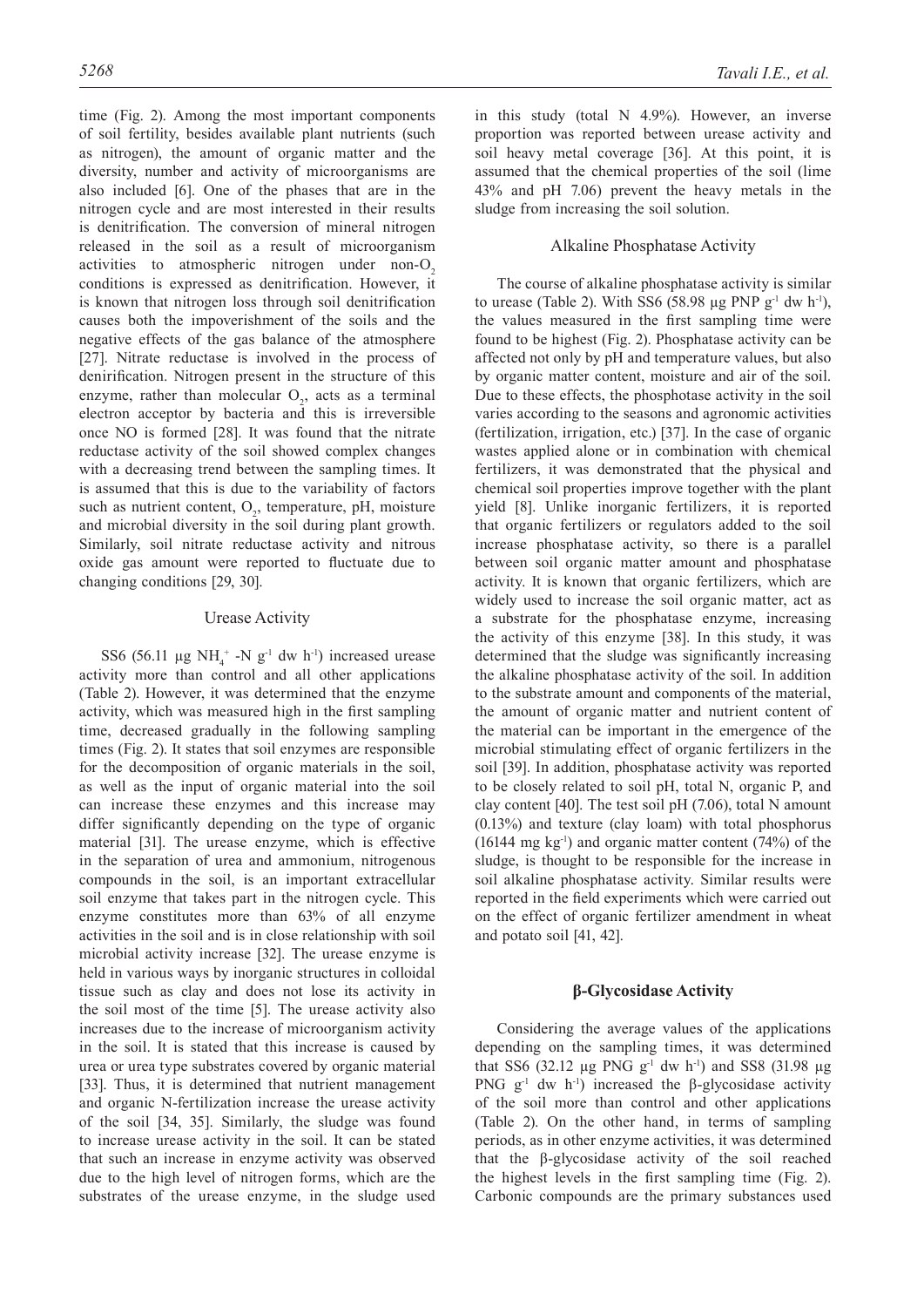time (Fig. 2). Among the most important components of soil fertility, besides available plant nutrients (such as nitrogen), the amount of organic matter and the diversity, number and activity of microorganisms are also included [6]. One of the phases that are in the nitrogen cycle and are most interested in their results is denitrification. The conversion of mineral nitrogen released in the soil as a result of microorganism activities to atmospheric nitrogen under non-$O_2$ conditions is expressed as denitrification. However, it is known that nitrogen loss through soil denitrification causes both the impoverishment of the soils and the negative effects of the gas balance of the atmosphere [27]. Nitrate reductase is involved in the process of denirification. Nitrogen present in the structure of this enzyme, rather than molecular $O_2$, acts as a terminal electron acceptor by bacteria and this is irreversible once NO is formed [28]. It was found that the nitrate reductase activity of the soil showed complex changes with a decreasing trend between the sampling times. It is assumed that this is due to the variability of factors such as nutrient content, $O_2$, temperature, pH, moisture and microbial diversity in the soil during plant growth. Similarly, soil nitrate reductase activity and nitrous oxide gas amount were reported to fluctuate due to changing conditions [29, 30].

## Urease Activity

SS6 (56.11 µg $NH_4^+$ -N $g^{-1}$ dw $h^{-1}$) increased urease activity more than control and all other applications (Table 2). However, it was determined that the enzyme activity, which was measured high in the first sampling time, decreased gradually in the following sampling times (Fig. 2). It states that soil enzymes are responsible for the decomposition of organic materials in the soil, as well as the input of organic material into the soil can increase these enzymes and this increase may differ significantly depending on the type of organic material [31]. The urease enzyme, which is effective in the separation of urea and ammonium, nitrogenous compounds in the soil, is an important extracellular soil enzyme that takes part in the nitrogen cycle. This enzyme constitutes more than 63% of all enzyme activities in the soil and is in close relationship with soil microbial activity increase [32]. The urease enzyme is held in various ways by inorganic structures in colloidal tissue such as clay and does not lose its activity in the soil most of the time [5]. The urease activity also increases due to the increase of microorganism activity in the soil. It is stated that this increase is caused by urea or urea type substrates covered by organic material [33]. Thus, it is determined that nutrient management and organic N-fertilization increase the urease activity of the soil [34, 35]. Similarly, the sludge was found to increase urease activity in the soil. It can be stated that such an increase in enzyme activity was observed due to the high level of nitrogen forms, which are the substrates of the urease enzyme, in the sludge used in this study (total N 4.9%). However, an inverse proportion was reported between urease activity and soil heavy metal coverage [36]. At this point, it is assumed that the chemical properties of the soil (lime 43% and pH 7.06) prevent the heavy metals in the sludge from increasing the soil solution.

## Alkaline Phosphatase Activity

The course of alkaline phosphatase activity is similar to urease (Table 2). With SS6 (58.98 µg PNP $g^{-1}$ dw $h^{-1}$), the values measured in the first sampling time were found to be highest (Fig. 2). Phosphatase activity can be affected not only by pH and temperature values, but also by organic matter content, moisture and air of the soil. Due to these effects, the phosphotase activity in the soil varies according to the seasons and agronomic activities (fertilization, irrigation, etc.) [37]. In the case of organic wastes applied alone or in combination with chemical fertilizers, it was demonstrated that the physical and chemical soil properties improve together with the plant yield [8]. Unlike inorganic fertilizers, it is reported that organic fertilizers or regulators added to the soil increase phosphatase activity, so there is a parallel between soil organic matter amount and phosphatase activity. It is known that organic fertilizers, which are widely used to increase the soil organic matter, act as a substrate for the phosphatase enzyme, increasing the activity of this enzyme [38]. In this study, it was determined that the sludge was significantly increasing the alkaline phosphatase activity of the soil. In addition to the substrate amount and components of the material, the amount of organic matter and nutrient content of the material can be important in the emergence of the microbial stimulating effect of organic fertilizers in the soil [39]. In addition, phosphatase activity was reported to be closely related to soil pH, total N, organic P, and clay content [40]. The test soil pH (7.06), total N amount (0.13%) and texture (clay loam) with total phosphorus (16144 mg $kg^{-1}$) and organic matter content (74%) of the sludge, is thought to be responsible for the increase in soil alkaline phosphatase activity. Similar results were reported in the field experiments which were carried out on the effect of organic fertilizer amendment in wheat and potato soil [41, 42].

## β-Glycosidase Activity

Considering the average values of the applications depending on the sampling times, it was determined that SS6 (32.12 µg PNG $g^{-1}$ dw $h^{-1}$) and SS8 (31.98 µg PNG $g^{-1}$ dw $h^{-1}$) increased the β-glycosidase activity of the soil more than control and other applications (Table 2). On the other hand, in terms of sampling periods, as in other enzyme activities, it was determined that the β-glycosidase activity of the soil reached the highest levels in the first sampling time (Fig. 2). Carbonic compounds are the primary substances used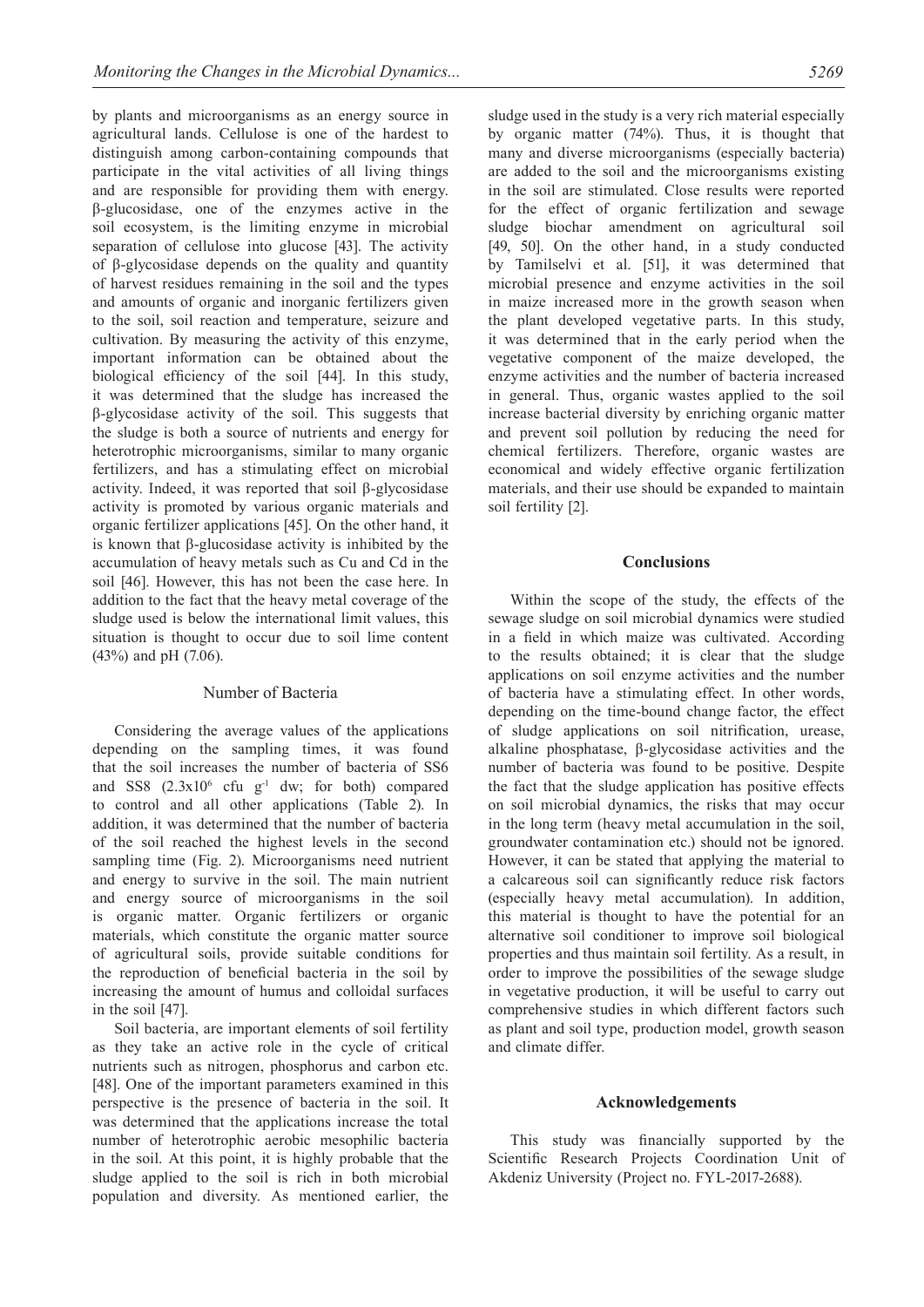by plants and microorganisms as an energy source in agricultural lands. Cellulose is one of the hardest to distinguish among carbon-containing compounds that participate in the vital activities of all living things and are responsible for providing them with energy. β-glucosidase, one of the enzymes active in the soil ecosystem, is the limiting enzyme in microbial separation of cellulose into glucose [43]. The activity of β-glycosidase depends on the quality and quantity of harvest residues remaining in the soil and the types and amounts of organic and inorganic fertilizers given to the soil, soil reaction and temperature, seizure and cultivation. By measuring the activity of this enzyme, important information can be obtained about the biological efficiency of the soil [44]. In this study, it was determined that the sludge has increased the β-glycosidase activity of the soil. This suggests that the sludge is both a source of nutrients and energy for heterotrophic microorganisms, similar to many organic fertilizers, and has a stimulating effect on microbial activity. Indeed, it was reported that soil β-glycosidase activity is promoted by various organic materials and organic fertilizer applications [45]. On the other hand, it is known that β-glucosidase activity is inhibited by the accumulation of heavy metals such as Cu and Cd in the soil [46]. However, this has not been the case here. In addition to the fact that the heavy metal coverage of the sludge used is below the international limit values, this situation is thought to occur due to soil lime content (43%) and pH (7.06).

## Number of Bacteria

Considering the average values of the applications depending on the sampling times, it was found that the soil increases the number of bacteria of SS6 and SS8 ($2.3 \times 10^6$ cfu $g^{-1}$ dw; for both) compared to control and all other applications (Table 2). In addition, it was determined that the number of bacteria of the soil reached the highest levels in the second sampling time (Fig. 2). Microorganisms need nutrient and energy to survive in the soil. The main nutrient and energy source of microorganisms in the soil is organic matter. Organic fertilizers or organic materials, which constitute the organic matter source of agricultural soils, provide suitable conditions for the reproduction of beneficial bacteria in the soil by increasing the amount of humus and colloidal surfaces in the soil [47].

Soil bacteria, are important elements of soil fertility as they take an active role in the cycle of critical nutrients such as nitrogen, phosphorus and carbon etc. [48]. One of the important parameters examined in this perspective is the presence of bacteria in the soil. It was determined that the applications increase the total number of heterotrophic aerobic mesophilic bacteria in the soil. At this point, it is highly probable that the sludge applied to the soil is rich in both microbial population and diversity. As mentioned earlier, the sludge used in the study is a very rich material especially by organic matter (74%). Thus, it is thought that many and diverse microorganisms (especially bacteria) are added to the soil and the microorganisms existing in the soil are stimulated. Close results were reported for the effect of organic fertilization and sewage sludge biochar amendment on agricultural soil [49, 50]. On the other hand, in a study conducted by Tamilselvi et al. [51], it was determined that microbial presence and enzyme activities in the soil in maize increased more in the growth season when the plant developed vegetative parts. In this study, it was determined that in the early period when the vegetative component of the maize developed, the enzyme activities and the number of bacteria increased in general. Thus, organic wastes applied to the soil increase bacterial diversity by enriching organic matter and prevent soil pollution by reducing the need for chemical fertilizers. Therefore, organic wastes are economical and widely effective organic fertilization materials, and their use should be expanded to maintain soil fertility [2].

# Conclusions

Within the scope of the study, the effects of the sewage sludge on soil microbial dynamics were studied in a field in which maize was cultivated. According to the results obtained; it is clear that the sludge applications on soil enzyme activities and the number of bacteria have a stimulating effect. In other words, depending on the time-bound change factor, the effect of sludge applications on soil nitrification, urease, alkaline phosphatase, β-glycosidase activities and the number of bacteria was found to be positive. Despite the fact that the sludge application has positive effects on soil microbial dynamics, the risks that may occur in the long term (heavy metal accumulation in the soil, groundwater contamination etc.) should not be ignored. However, it can be stated that applying the material to a calcareous soil can significantly reduce risk factors (especially heavy metal accumulation). In addition, this material is thought to have the potential for an alternative soil conditioner to improve soil biological properties and thus maintain soil fertility. As a result, in order to improve the possibilities of the sewage sludge in vegetative production, it will be useful to carry out comprehensive studies in which different factors such as plant and soil type, production model, growth season and climate differ.

# Acknowledgements

This study was financially supported by the Scientific Research Projects Coordination Unit of Akdeniz University (Project no. FYL-2017-2688).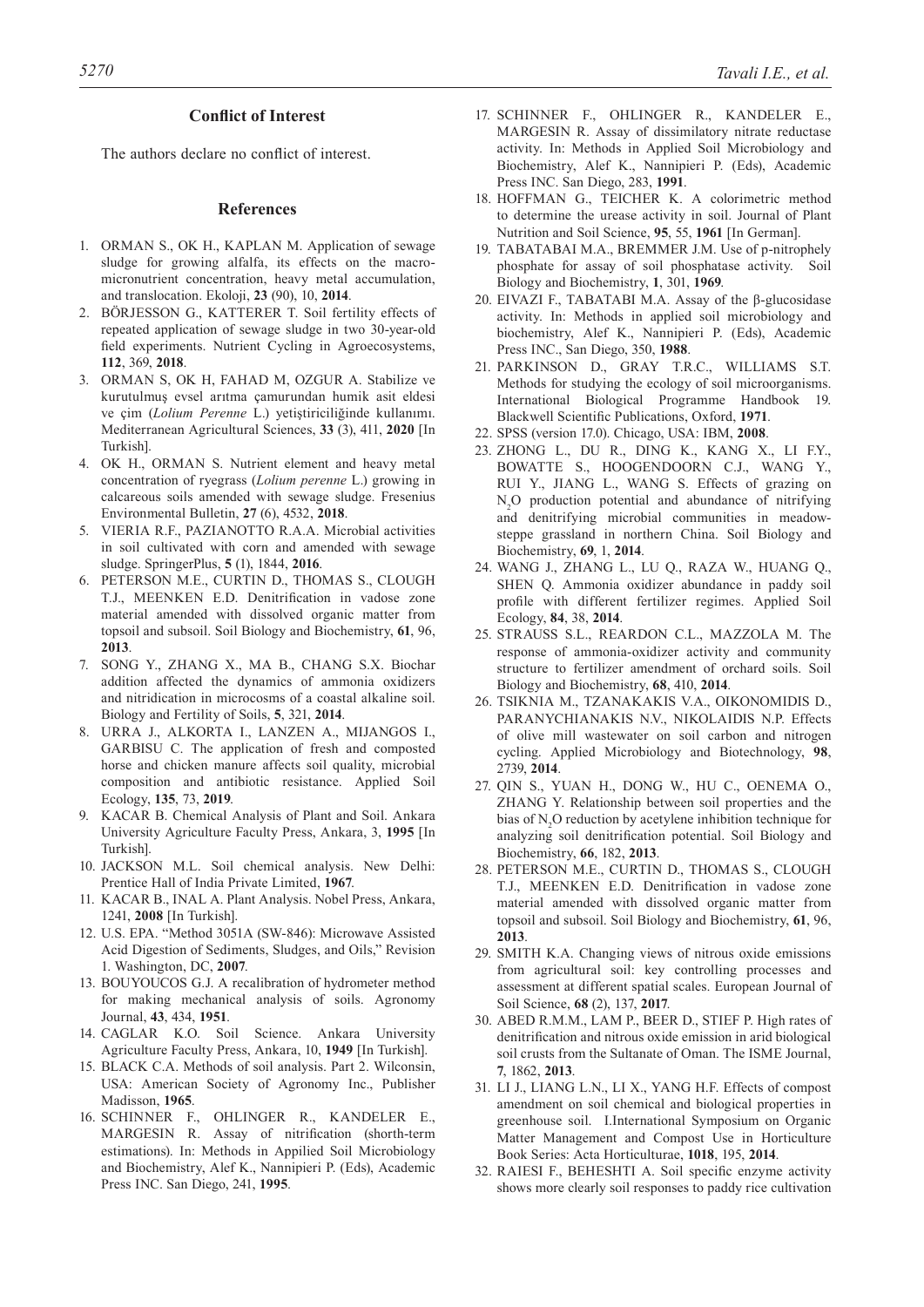## Conflict of Interest

The authors declare no conflict of interest.

## References

1. ORMAN S., OK H., KAPLAN M. Application of sewage sludge for growing alfalfa, its effects on the macro-micronutrient concentration, heavy metal accumulation, and translocation. Ekoloji, **23** (90), 10, **2014**.
2. BÖRJESSON G., KATTERER T. Soil fertility effects of repeated application of sewage sludge in two 30-year-old field experiments. Nutrient Cycling in Agroecosystems, **112**, 369, **2018**.
3. ORMAN S, OK H, FAHAD M, OZGUR A. Stabilize ve kurutulmuş evsel arıtma çamurundan humik asit eldesi ve çim (*Lolium Perenne* L.) yetiştiriciliğinde kullanımı. Mediterranean Agricultural Sciences, **33** (3), 411, **2020** [In Turkish].
4. OK H., ORMAN S. Nutrient element and heavy metal concentration of ryegrass (*Lolium perenne* L.) growing in calcareous soils amended with sewage sludge. Fresenius Environmental Bulletin, **27** (6), 4532, **2018**.
5. VIERIA R.F., PAZIANOTTO R.A.A. Microbial activities in soil cultivated with corn and amended with sewage sludge. SpringerPlus, **5** (1), 1844, **2016**.
6. PETERSON M.E., CURTIN D., THOMAS S., CLOUGH T.J., MEENKEN E.D. Denitrification in vadose zone material amended with dissolved organic matter from topsoil and subsoil. Soil Biology and Biochemistry, **61**, 96, **2013**.
7. SONG Y., ZHANG X., MA B., CHANG S.X. Biochar addition affected the dynamics of ammonia oxidizers and nitridication in microcosms of a coastal alkaline soil. Biology and Fertility of Soils, **5**, 321, **2014**.
8. URRA J., ALKORTA I., LANZEN A., MIJANGOS I., GARBISU C. The application of fresh and composted horse and chicken manure affects soil quality, microbial composition and antibiotic resistance. Applied Soil Ecology, **135**, 73, **2019**.
9. KACAR B. Chemical Analysis of Plant and Soil. Ankara University Agriculture Faculty Press, Ankara, 3, **1995** [In Turkish].
10. JACKSON M.L. Soil chemical analysis. New Delhi: Prentice Hall of India Private Limited, **1967**.
11. KACAR B., INAL A. Plant Analysis. Nobel Press, Ankara, 1241, **2008** [In Turkish].
12. U.S. EPA. "Method 3051A (SW-846): Microwave Assisted Acid Digestion of Sediments, Sludges, and Oils," Revision 1. Washington, DC, **2007**.
13. BOUYOUCOS G.J. A recalibration of hydrometer method for making mechanical analysis of soils. Agronomy Journal, **43**, 434, **1951**.
14. CAGLAR K.O. Soil Science. Ankara University Agriculture Faculty Press, Ankara, 10, **1949** [In Turkish].
15. BLACK C.A. Methods of soil analysis. Part 2. Wilconsin, USA: American Society of Agronomy Inc., Publisher Madisson, **1965**.
16. SCHINNER F., OHLINGER R., KANDELER E., MARGESIN R. Assay of nitrification (shorth-term estimations). In: Methods in Appilied Soil Microbiology and Biochemistry, Alef K., Nannipieri P. (Eds), Academic Press INC. San Diego, 241, **1995**.
17. SCHINNER F., OHLINGER R., KANDELER E., MARGESIN R. Assay of dissimilatory nitrate reductase activity. In: Methods in Applied Soil Microbiology and Biochemistry, Alef K., Nannipieri P. (Eds), Academic Press INC. San Diego, 283, **1991**.
18. HOFFMAN G., TEICHER K. A colorimetric method to determine the urease activity in soil. Journal of Plant Nutrition and Soil Science, **95**, 55, **1961** [In German].
19. TABATABAI M.A., BREMMER J.M. Use of p-nitrophely phosphate for assay of soil phosphatase activity. Soil Biology and Biochemistry, **1**, 301, **1969**.
20. EIVAZI F., TABATABI M.A. Assay of the β-glucosidase activity. In: Methods in applied soil microbiology and biochemistry, Alef K., Nannipieri P. (Eds), Academic Press INC., San Diego, 350, **1988**.
21. PARKINSON D., GRAY T.R.C., WILLIAMS S.T. Methods for studying the ecology of soil microorganisms. International Biological Programme Handbook 19. Blackwell Scientific Publications, Oxford, **1971**.
22. SPSS (version 17.0). Chicago, USA: IBM, **2008**.
23. ZHONG L., DU R., DING K., KANG X., LI F.Y., BOWATTE S., HOOGENDOORN C.J., WANG Y., RUI Y., JIANG L., WANG S. Effects of grazing on $N_2O$ production potential and abundance of nitrifying and denitrifying microbial communities in meadow-steppe grassland in northern China. Soil Biology and Biochemistry, **69**, 1, **2014**.
24. WANG J., ZHANG L., LU Q., RAZA W., HUANG Q., SHEN Q. Ammonia oxidizer abundance in paddy soil profile with different fertilizer regimes. Applied Soil Ecology, **84**, 38, **2014**.
25. STRAUSS S.L., REARDON C.L., MAZZOLA M. The response of ammonia-oxidizer activity and community structure to fertilizer amendment of orchard soils. Soil Biology and Biochemistry, **68**, 410, **2014**.
26. TSIKNIA M., TZANAKAKIS V.A., OIKONOMIDIS D., PARANYCHIANAKIS N.V., NIKOLAIDIS N.P. Effects of olive mill wastewater on soil carbon and nitrogen cycling. Applied Microbiology and Biotechnology, **98**, 2739, **2014**.
27. QIN S., YUAN H., DONG W., HU C., OENEMA O., ZHANG Y. Relationship between soil properties and the bias of $N_2O$ reduction by acetylene inhibition technique for analyzing soil denitrification potential. Soil Biology and Biochemistry, **66**, 182, **2013**.
28. PETERSON M.E., CURTIN D., THOMAS S., CLOUGH T.J., MEENKEN E.D. Denitrification in vadose zone material amended with dissolved organic matter from topsoil and subsoil. Soil Biology and Biochemistry, **61**, 96, **2013**.
29. SMITH K.A. Changing views of nitrous oxide emissions from agricultural soil: key controlling processes and assessment at different spatial scales. European Journal of Soil Science, **68** (2), 137, **2017**.
30. ABED R.M.M., LAM P., BEER D., STIEF P. High rates of denitrification and nitrous oxide emission in arid biological soil crusts from the Sultanate of Oman. The ISME Journal, **7**, 1862, **2013**.
31. LI J., LIANG L.N., LI X., YANG H.F. Effects of compost amendment on soil chemical and biological properties in greenhouse soil. I.International Symposium on Organic Matter Management and Compost Use in Horticulture Book Series: Acta Horticulturae, **1018**, 195, **2014**.
32. RAIESI F., BEHESHTI A. Soil specific enzyme activity shows more clearly soil responses to paddy rice cultivation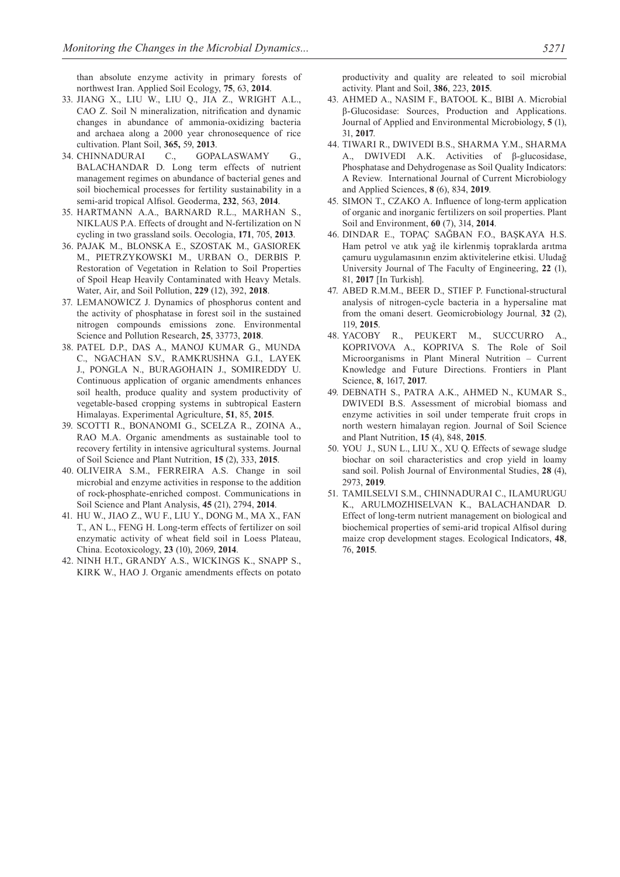than absolute enzyme activity in primary forests of northwest Iran. Applied Soil Ecology, **75**, 63, **2014**.

33. JIANG X., LIU W., LIU Q., JIA Z., WRIGHT A.L., CAO Z. Soil N mineralization, nitrification and dynamic changes in abundance of ammonia-oxidizing bacteria and archaea along a 2000 year chronosequence of rice cultivation. Plant Soil, **365,** 59, **2013**.
34. CHINNADURAI C., GOPALASWAMY G., BALACHANDAR D. Long term effects of nutrient management regimes on abundance of bacterial genes and soil biochemical processes for fertility sustainability in a semi-arid tropical Alfisol. Geoderma, **232**, 563, **2014**.
35. HARTMANN A.A., BARNARD R.L., MARHAN S., NIKLAUS P.A. Effects of drought and N-fertilization on N cycling in two grassland soils. Oecologia, **171**, 705, **2013**.
36. PAJAK M., BLONSKA E., SZOSTAK M., GASIOREK M., PIETRZYKOWSKI M., URBAN O., DERBIS P. Restoration of Vegetation in Relation to Soil Properties of Spoil Heap Heavily Contaminated with Heavy Metals. Water, Air, and Soil Pollution, **229** (12), 392, **2018**.
37. LEMANOWICZ J. Dynamics of phosphorus content and the activity of phosphatase in forest soil in the sustained nitrogen compounds emissions zone. Environmental Science and Pollution Research, **25**, 33773, **2018**.
38. PATEL D.P., DAS A., MANOJ KUMAR G., MUNDA C., NGACHAN S.V., RAMKRUSHNA G.I., LAYEK J., PONGLA N., BURAGOHAIN J., SOMIREDDY U. Continuous application of organic amendments enhances soil health, produce quality and system productivity of vegetable-based cropping systems in subtropical Eastern Himalayas. Experimental Agriculture, **51**, 85, **2015**.
39. SCOTTI R., BONANOMI G., SCELZA R., ZOINA A., RAO M.A. Organic amendments as sustainable tool to recovery fertility in intensive agricultural systems. Journal of Soil Science and Plant Nutrition, **15** (2), 333, **2015**.
40. OLIVEIRA S.M., FERREIRA A.S. Change in soil microbial and enzyme activities in response to the addition of rock-phosphate-enriched compost. Communications in Soil Science and Plant Analysis, **45** (21), 2794, **2014**.
41. HU W., JIAO Z., WU F., LIU Y., DONG M., MA X., FAN T., AN L., FENG H. Long-term effects of fertilizer on soil enzymatic activity of wheat field soil in Loess Plateau, China. Ecotoxicology, **23** (10), 2069, **2014**.
42. NINH H.T., GRANDY A.S., WICKINGS K., SNAPP S., KIRK W., HAO J. Organic amendments effects on potato productivity and quality are releated to soil microbial activity. Plant and Soil, **386**, 223, **2015**.
43. AHMED A., NASIM F., BATOOL K., BIBI A. Microbial β-Glucosidase: Sources, Production and Applications. Journal of Applied and Environmental Microbiology, **5** (1), 31, **2017**.
44. TIWARI R., DWIVEDI B.S., SHARMA Y.M., SHARMA A., DWIVEDI A.K. Activities of β-glucosidase, Phosphatase and Dehydrogenase as Soil Quality Indicators: A Review. International Journal of Current Microbiology and Applied Sciences, **8** (6), 834, **2019**.
45. SIMON T., CZAKO A. Influence of long-term application of organic and inorganic fertilizers on soil properties. Plant Soil and Environment, **60** (7), 314, **2014**.
46. DINDAR E., TOPAÇ SAĞBAN F.O., BAŞKAYA H.S. Ham petrol ve atık yağ ile kirlenmiş topraklarda arıtma çamuru uygulamasının enzim aktivitelerine etkisi. Uludağ University Journal of The Faculty of Engineering, **22** (1), 81, **2017** [In Turkish].
47. ABED R.M.M., BEER D., STIEF P. Functional-structural analysis of nitrogen-cycle bacteria in a hypersaline mat from the omani desert. Geomicrobiology Journal*,* **32** (2), 119, **2015**.
48. YACOBY R., PEUKERT M., SUCCURRO A., KOPRIVOVA A., KOPRIVA S. The Role of Soil Microorganisms in Plant Mineral Nutrition – Current Knowledge and Future Directions. Frontiers in Plant Science, **8**, 1617, **2017**.
49. DEBNATH S., PATRA A.K., AHMED N., KUMAR S., DWIVEDI B.S. Assessment of microbial biomass and enzyme activities in soil under temperate fruit crops in north western himalayan region. Journal of Soil Science and Plant Nutrition, **15** (4), 848, **2015**.
50. YOU J., SUN L., LIU X., XU Q. Effects of sewage sludge biochar on soil characteristics and crop yield in loamy sand soil. Polish Journal of Environmental Studies, **28** (4), 2973, **2019**.
51. TAMILSELVI S.M., CHINNADURAI C., ILAMURUGU K., ARULMOZHISELVAN K., BALACHANDAR D. Effect of long-term nutrient management on biological and biochemical properties of semi-arid tropical Alfisol during maize crop development stages. Ecological Indicators, **48**, 76, **2015**.